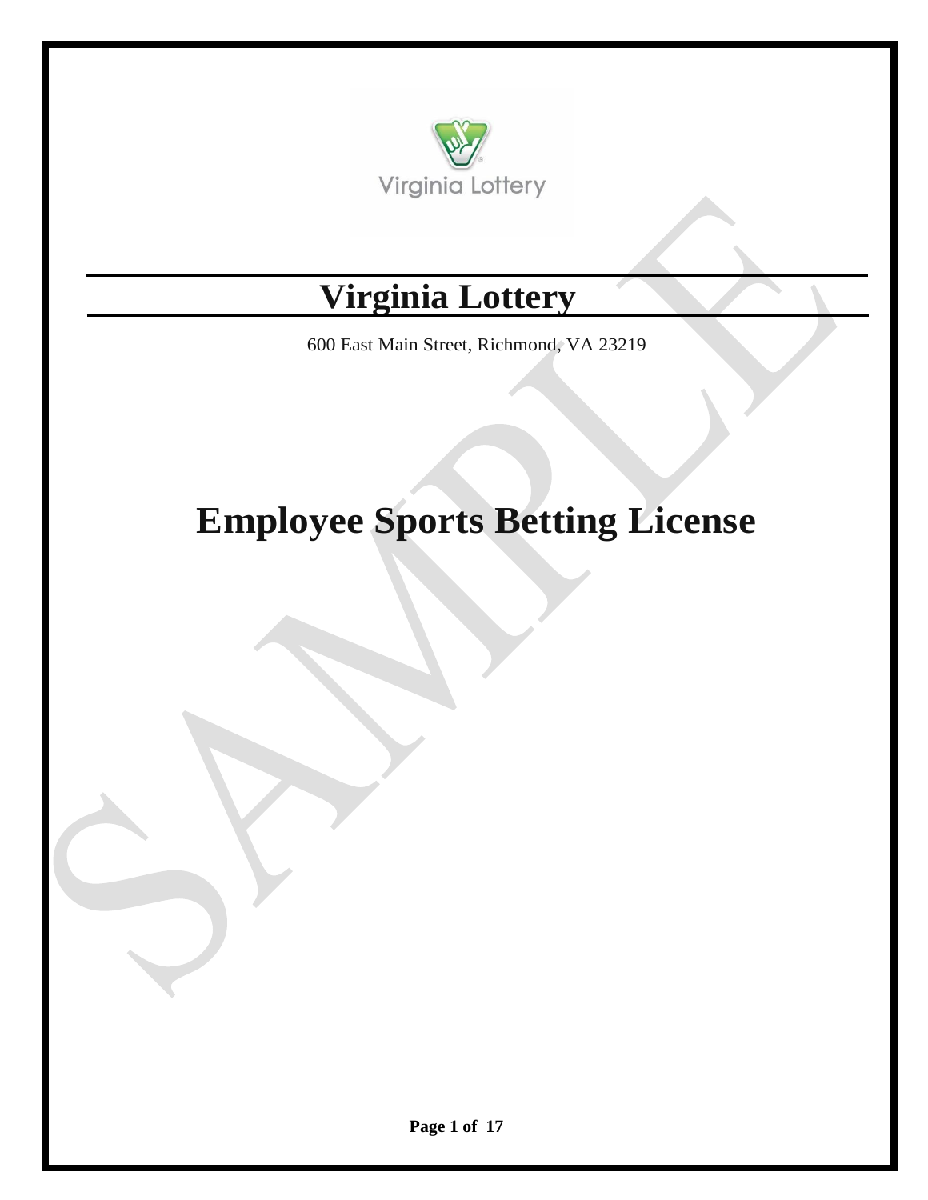# Virginia Lottery

600 East Main Street, Richmond, VA 23219

# Employee Sports Betting License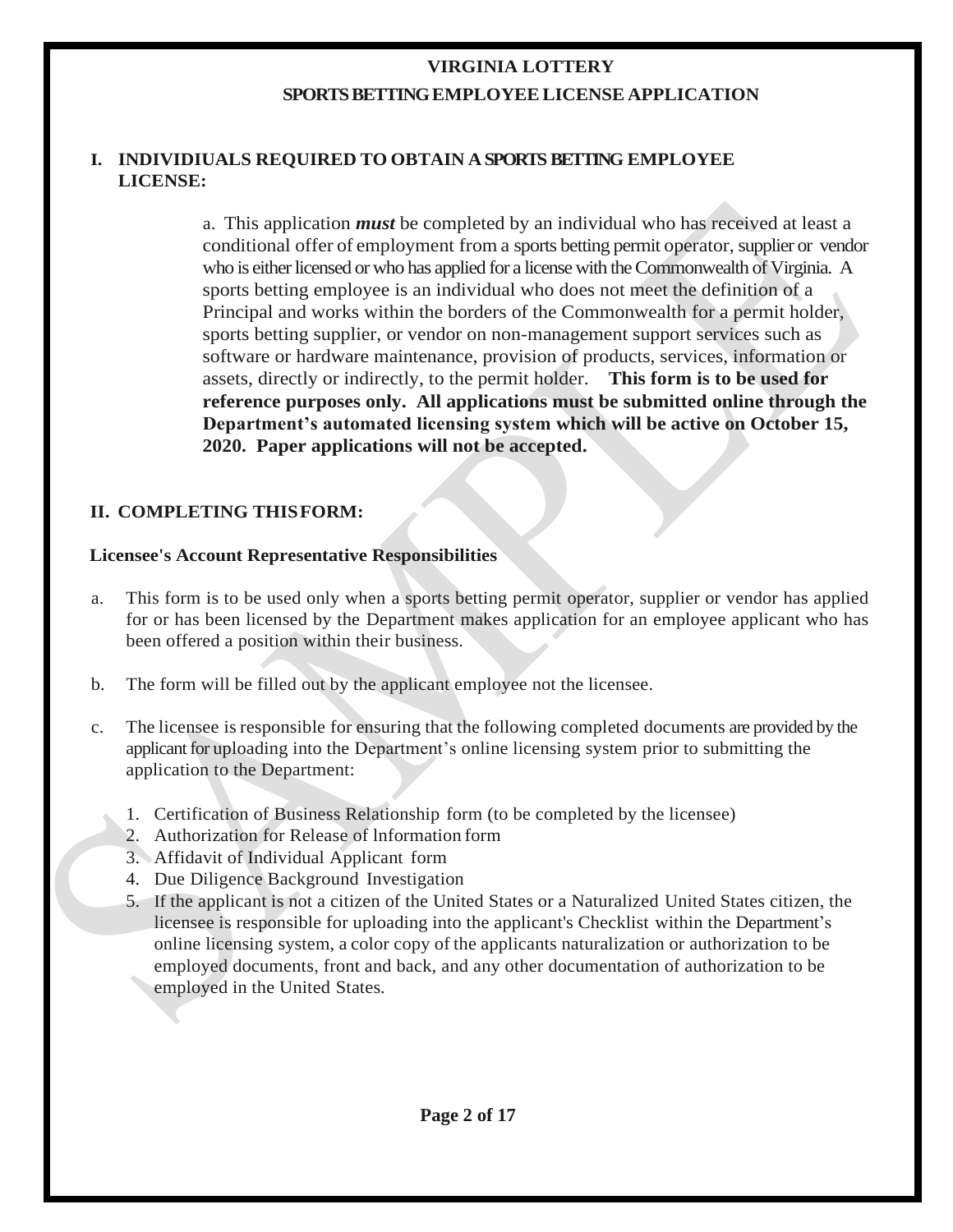**VIRGINIA LOTTERY**

**SPORTS BETTING EMPLOYEE LICENSE APPLICATION**

## I. INDIVIDIUALS REQUIRED TO OBTAIN A SPORTS BETTING EMPLOYEE LICENSE:

a. This application ***must*** be completed by an individual who has received at least a conditional offer of employment from a sports betting permit operator, supplier or vendor who is either licensed or who has applied for a license with the Commonwealth of Virginia. A sports betting employee is an individual who does not meet the definition of a Principal and works within the borders of the Commonwealth for a permit holder, sports betting supplier, or vendor on non-management support services such as software or hardware maintenance, provision of products, services, information or assets, directly or indirectly, to the permit holder. **This form is to be used for reference purposes only. All applications must be submitted online through the Department's automated licensing system which will be active on October 15, 2020. Paper applications will not be accepted.**

## II. COMPLETING THIS FORM:

**Licensee's Account Representative Responsibilities**

a. This form is to be used only when a sports betting permit operator, supplier or vendor has applied for or has been licensed by the Department makes application for an employee applicant who has been offered a position within their business.

b. The form will be filled out by the applicant employee not the licensee.

c. The licensee is responsible for ensuring that the following completed documents are provided by the applicant for uploading into the Department's online licensing system prior to submitting the application to the Department:

1. Certification of Business Relationship form (to be completed by the licensee)
2. Authorization for Release of lnformation form
3. Affidavit of Individual Applicant form
4. Due Diligence Background Investigation
5. If the applicant is not a citizen of the United States or a Naturalized United States citizen, the licensee is responsible for uploading into the applicant's Checklist within the Department's online licensing system, a color copy of the applicants naturalization or authorization to be employed documents, front and back, and any other documentation of authorization to be employed in the United States.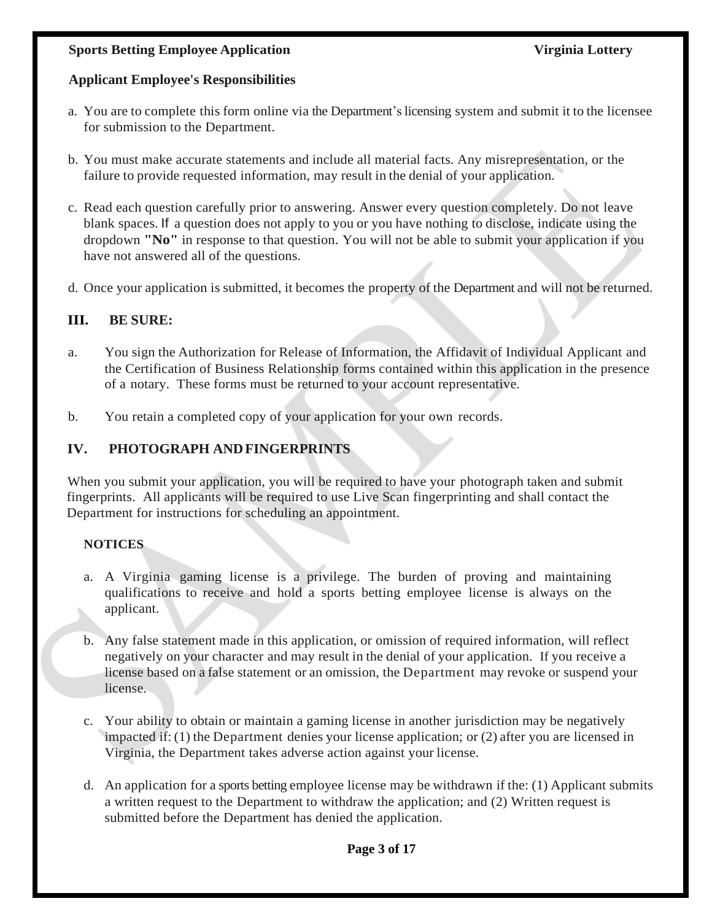**Applicant Employee's Responsibilities**

a. You are to complete this form online via the Department's licensing system and submit it to the licensee for submission to the Department.

b. You must make accurate statements and include all material facts. Any misrepresentation, or the failure to provide requested information, may result in the denial of your application.

c. Read each question carefully prior to answering. Answer every question completely. Do not leave blank spaces. If a question does not apply to you or you have nothing to disclose, indicate using the dropdown **"No"** in response to that question. You will not be able to submit your application if you have not answered all of the questions.

d. Once your application is submitted, it becomes the property of the Department and will not be returned.

## III. BE SURE:

a. You sign the Authorization for Release of Information, the Affidavit of Individual Applicant and the Certification of Business Relationship forms contained within this application in the presence of a notary. These forms must be returned to your account representative.

b. You retain a completed copy of your application for your own records.

## IV. PHOTOGRAPH AND FINGERPRINTS

When you submit your application, you will be required to have your photograph taken and submit fingerprints. All applicants will be required to use Live Scan fingerprinting and shall contact the Department for instructions for scheduling an appointment.

**NOTICES**

a. A Virginia gaming license is a privilege. The burden of proving and maintaining qualifications to receive and hold a sports betting employee license is always on the applicant.

b. Any false statement made in this application, or omission of required information, will reflect negatively on your character and may result in the denial of your application. If you receive a license based on a false statement or an omission, the Department may revoke or suspend your license.

c. Your ability to obtain or maintain a gaming license in another jurisdiction may be negatively impacted if: (1) the Department denies your license application; or (2) after you are licensed in Virginia, the Department takes adverse action against your license.

d. An application for a sports betting employee license may be withdrawn if the: (1) Applicant submits a written request to the Department to withdraw the application; and (2) Written request is submitted before the Department has denied the application.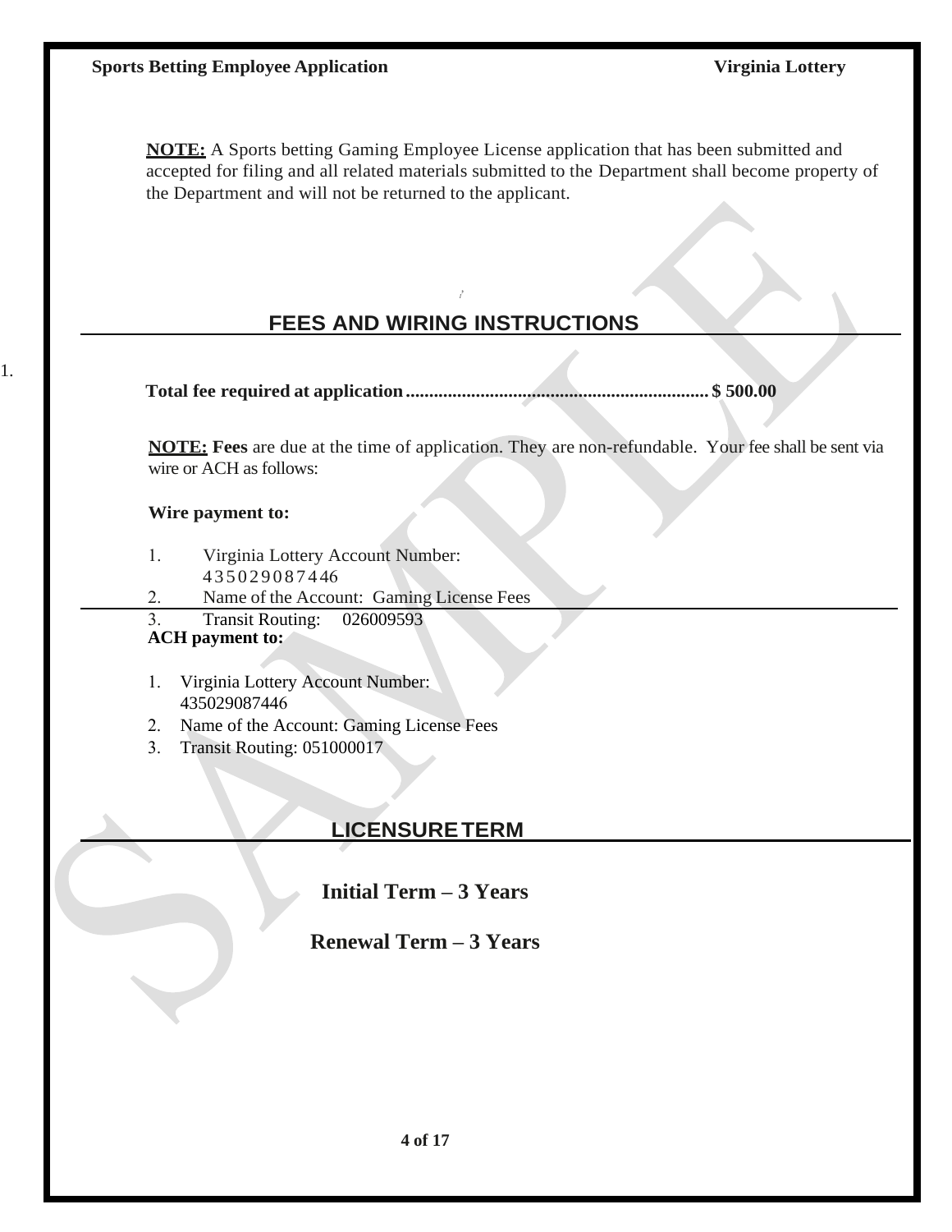**NOTE:** A Sports betting Gaming Employee License application that has been submitted and accepted for filing and all related materials submitted to the Department shall become property of the Department and will not be returned to the applicant.

## FEES AND WIRING INSTRUCTIONS

**Total fee required at application................................................................. $ 500.00**

**NOTE: Fees** are due at the time of application. They are non-refundable. Your fee shall be sent via wire or ACH as follows:

**Wire payment to:**

1. Virginia Lottery Account Number: 435029087446
2. Name of the Account: Gaming License Fees
3. Transit Routing: 026009593

**ACH payment to:**

1. Virginia Lottery Account Number: 435029087446
2. Name of the Account: Gaming License Fees
3. Transit Routing: 051000017

## LICENSURE TERM

**Initial Term – 3 Years**

**Renewal Term – 3 Years**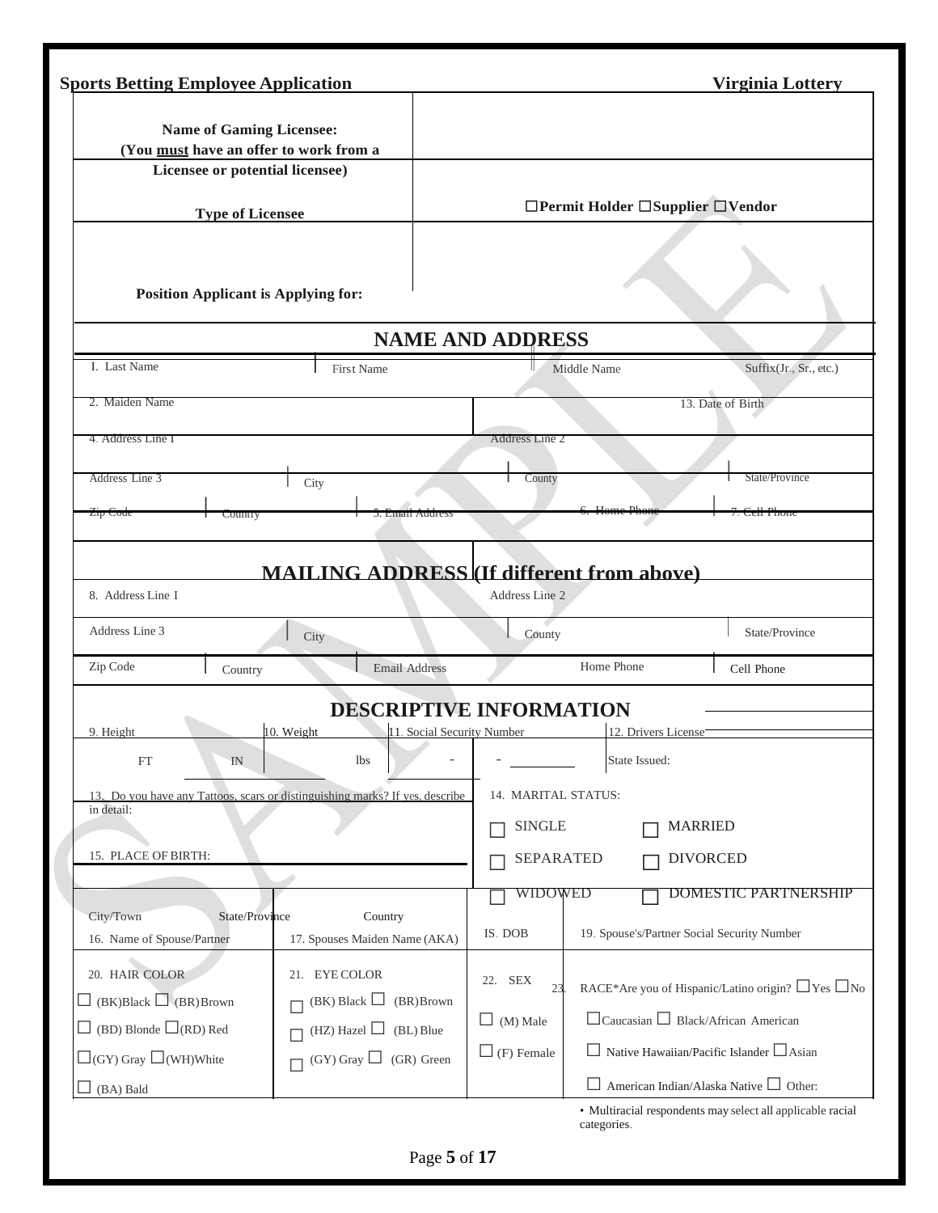**Sports Betting Employee Application** **Virginia Lottery**

| **Name of Gaming Licensee: (You _must_ have an offer to work from a Licensee or potential licensee)** | |
|---|---|
| **Type of Licensee** | ☐**Permit Holder** ☐**Supplier** ☐**Vendor** |
| **Position Applicant is Applying for:** | |

## NAME AND ADDRESS

| I. Last Name | First Name | Middle Name | Suffix(Jr., Sr., etc.) |
|---|---|---|---|
| 2. Maiden Name | | 13. Date of Birth | |
| 4. Address Line I | | Address Line 2 | |
| Address Line 3 | City | County | State/Province |
| Zip Code | Country | 5. Email Address | 6. Home Phone | 7. Cell Phone |

## MAILING ADDRESS (If different from above)

| 8. Address Line I | | Address Line 2 | |
|---|---|---|---|
| Address Line 3 | City | County | State/Province |
| Zip Code | Country | Email Address | Home Phone | Cell Phone |

## DESCRIPTIVE INFORMATION

| 9. Height | 10. Weight | 11. Social Security Number | 12. Drivers License |
|---|---|---|---|
| FT IN | lbs | - - | State Issued: |

13. Do you have any Tattoos, scars or distinguishing marks? If yes, describe in detail:

14. MARITAL STATUS:

☐ SINGLE ☐ MARRIED

☐ SEPARATED ☐ DIVORCED

☐ WIDOWED ☐ DOMESTIC PARTNERSHIP

15. PLACE OF BIRTH:

| City/Town | State/Province | Country |
|---|---|---|

| 16. Name of Spouse/Partner | 17. Spouses Maiden Name (AKA) | IS. DOB | 19. Spouse's/Partner Social Security Number |
|---|---|---|---|

| 20. HAIR COLOR | 21. EYE COLOR | 22. SEX | 23. RACE*Are you of Hispanic/Latino origin? ☐Yes ☐No |
|---|---|---|---|
| ☐ (BK)Black ☐ (BR)Brown | ☐ (BK) Black ☐ (BR)Brown | ☐ (M) Male | ☐Caucasian ☐ Black/African American |
| ☐ (BD) Blonde ☐(RD) Red | ☐ (HZ) Hazel ☐ (BL) Blue | ☐ (F) Female | ☐ Native Hawaiian/Pacific Islander ☐Asian |
| ☐(GY) Gray ☐(WH)White | ☐ (GY) Gray ☐ (GR) Green | | ☐ American Indian/Alaska Native ☐ Other: |
| ☐ (BA) Bald | | | |

• Multiracial respondents may select all applicable racial categories.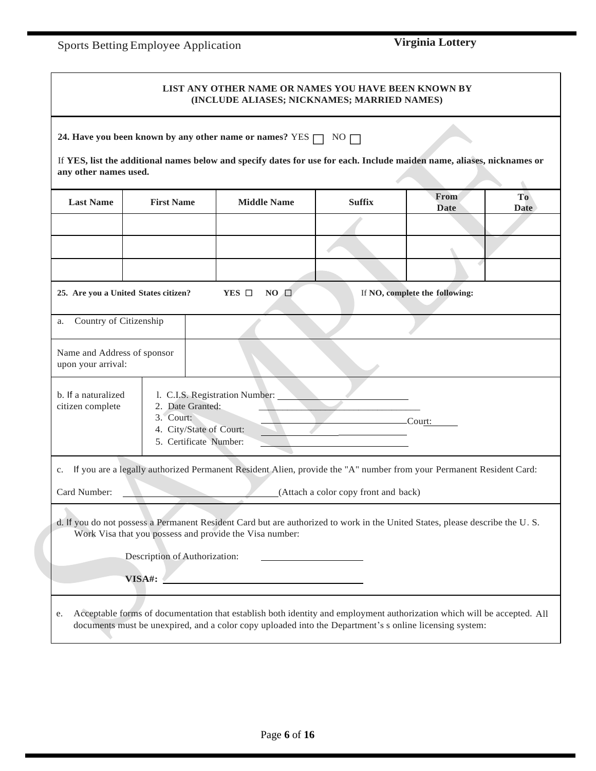## LIST ANY OTHER NAME OR NAMES YOU HAVE BEEN KNOWN BY (INCLUDE ALIASES; NICKNAMES; MARRIED NAMES)

**24. Have you been known by any other name or names?** YES ☐ NO ☐

If **YES, list the additional names below and specify dates for use for each. Include maiden name, aliases, nicknames or any other names used.**

| Last Name | First Name | Middle Name | Suffix | From Date | To Date |
|---|---|---|---|---|---|
| | | | | | |
| | | | | | |
| | | | | | |

**25. Are you a United States citizen?** **YES** ☐ **NO** ☐ If **NO, complete the following:**

| | |
|---|---|
| a. Country of Citizenship | |
| Name and Address of sponsor upon your arrival: | |

b. If a naturalized citizen complete

1. C.I.S. Registration Number: ______________________
2. Date Granted: ______________________
3. Court: ______________________ Court: ______
4. City/State of Court: ______________________
5. Certificate Number: ______________________

c. If you are a legally authorized Permanent Resident Alien, provide the "A" number from your Permanent Resident Card:

Card Number: ______________________ (Attach a color copy front and back)

d. If you do not possess a Permanent Resident Card but are authorized to work in the United States, please describe the U. S. Work Visa that you possess and provide the Visa number:

Description of Authorization: ______________________

**VISA#:** ______________________

e. Acceptable forms of documentation that establish both identity and employment authorization which will be accepted. All documents must be unexpired, and a color copy uploaded into the Department's s online licensing system: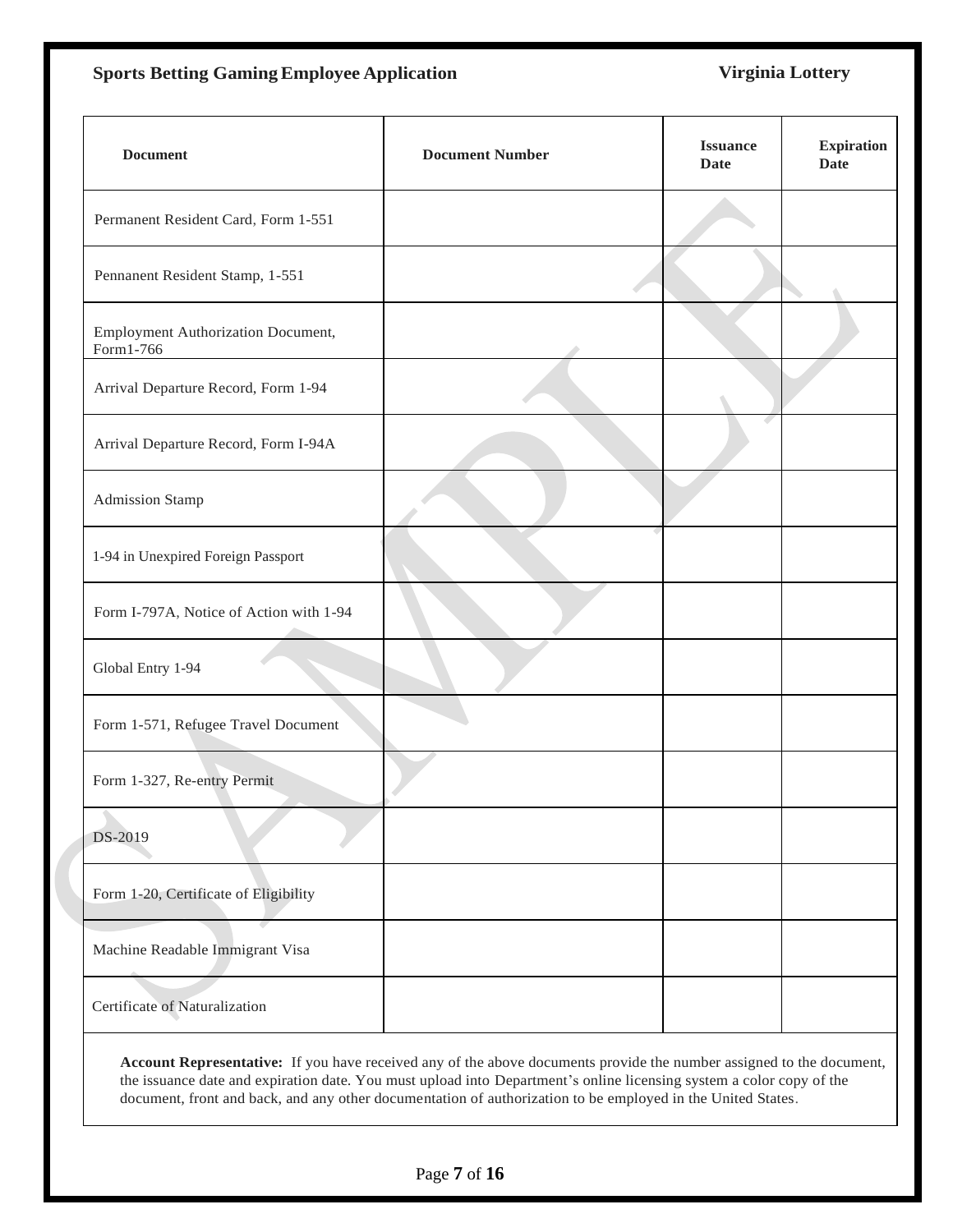| Document | Document Number | Issuance Date | Expiration Date |
|---|---|---|---|
| Permanent Resident Card, Form 1-551 | | | |
| Pennanent Resident Stamp, 1-551 | | | |
| Employment Authorization Document, Form1-766 | | | |
| Arrival Departure Record, Form 1-94 | | | |
| Arrival Departure Record, Form I-94A | | | |
| Admission Stamp | | | |
| 1-94 in Unexpired Foreign Passport | | | |
| Form I-797A, Notice of Action with 1-94 | | | |
| Global Entry 1-94 | | | |
| Form 1-571, Refugee Travel Document | | | |
| Form 1-327, Re-entry Permit | | | |
| DS-2019 | | | |
| Form 1-20, Certificate of Eligibility | | | |
| Machine Readable Immigrant Visa | | | |
| Certificate of Naturalization | | | |

**Account Representative:** If you have received any of the above documents provide the number assigned to the document, the issuance date and expiration date. You must upload into Department's online licensing system a color copy of the document, front and back, and any other documentation of authorization to be employed in the United States.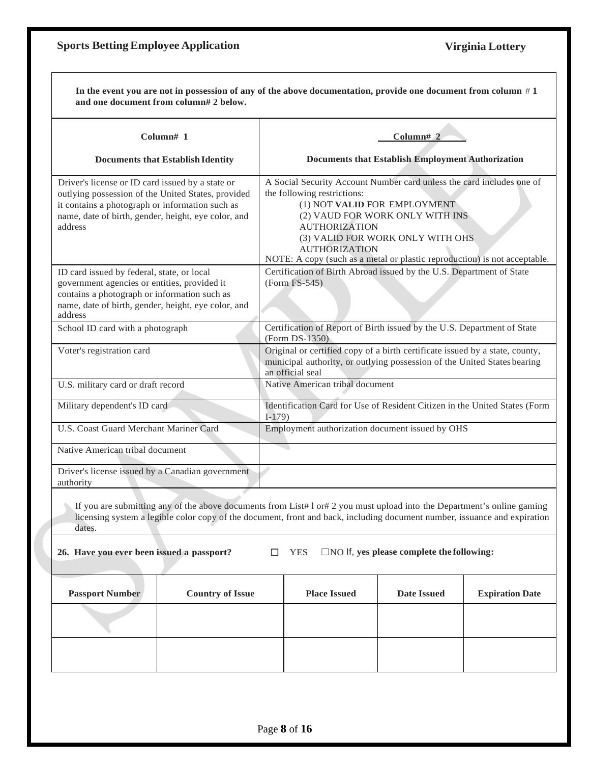**In the event you are not in possession of any of the above documentation, provide one document from column # 1 and one document from column# 2 below.**

| Column# 1<br><br>Documents that Establish Identity | Column# 2<br><br>Documents that Establish Employment Authorization |
|---|---|
| Driver's license or ID card issued by a state or outlying possession of the United States, provided it contains a photograph or information such as name, date of birth, gender, height, eye color, and address | A Social Security Account Number card unless the card includes one of the following restrictions:<br>(1) NOT **VALID** FOR EMPLOYMENT<br>(2) VAUD FOR WORK ONLY WITH INS AUTHORIZATION<br>(3) VALID FOR WORK ONLY WITH OHS AUTHORIZATION<br>NOTE: A copy (such as a metal or plastic reproduction) is not acceptable. |
| ID card issued by federal, state, or local government agencies or entities, provided it contains a photograph or information such as name, date of birth, gender, height, eye color, and address | Certification of Birth Abroad issued by the U.S. Department of State (Form FS-545) |
| School ID card with a photograph | Certification of Report of Birth issued by the U.S. Department of State (Form DS-1350) |
| Voter's registration card | Original or certified copy of a birth certificate issued by a state, county, municipal authority, or outlying possession of the United States bearing an official seal |
| U.S. military card or draft record | Native American tribal document |
| Military dependent's ID card | Identification Card for Use of Resident Citizen in the United States (Form I-179) |
| U.S. Coast Guard Merchant Mariner Card | Employment authorization document issued by OHS |
| Native American tribal document | |
| Driver's license issued by a Canadian government authority | |

If you are submitting any of the above documents from List# l or# 2 you must upload into the Department's online gaming licensing system a legible color copy of the document, front and back, including document number, issuance and expiration dates.

**26. Have you ever been issued a passport?** ☐ YES ☐NO If, **yes please complete the following:**

| Passport Number | Country of Issue | Place Issued | Date Issued | Expiration Date |
|---|---|---|---|---|
| | | | | |
| | | | | |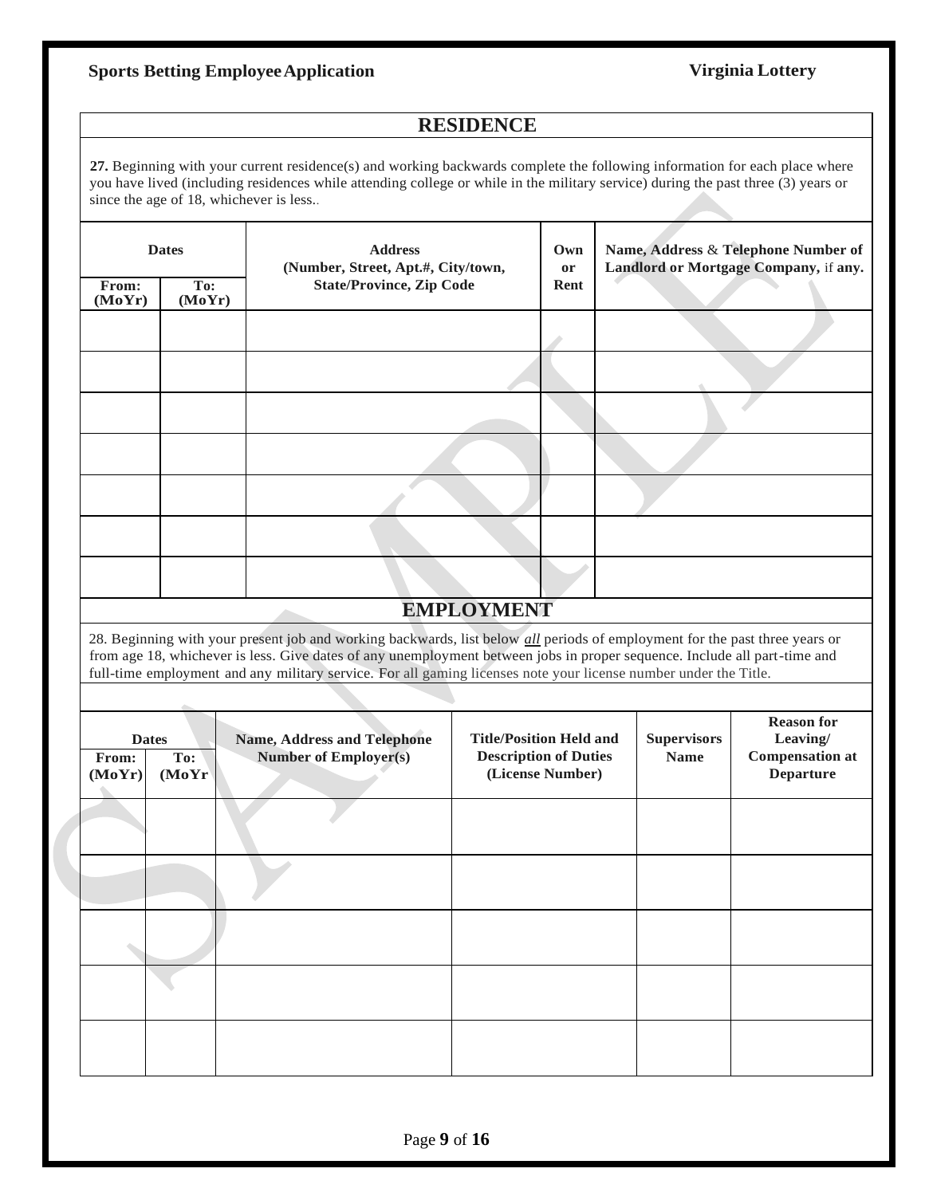## RESIDENCE

**27.** Beginning with your current residence(s) and working backwards complete the following information for each place where you have lived (including residences while attending college or while in the military service) during the past three (3) years or since the age of 18, whichever is less..

| Dates | | Address (Number, Street, Apt.#, City/town, State/Province, Zip Code | Own or Rent | Name, Address & Telephone Number of Landlord or Mortgage Company, if any. |
|---|---|---|---|---|
| From: (MoYr) | To: (MoYr) | | | |
| | | | | |
| | | | | |
| | | | | |
| | | | | |
| | | | | |
| | | | | |
| | | | | |

## EMPLOYMENT

28. Beginning with your present job and working backwards, list below *all* periods of employment for the past three years or from age 18, whichever is less. Give dates of any unemployment between jobs in proper sequence. Include all part-time and full-time employment and any military service. For all gaming licenses note your license number under the Title.

| Dates | | Name, Address and Telephone Number of Employer(s) | Title/Position Held and Description of Duties (License Number) | Supervisors Name | Reason for Leaving/ Compensation at Departure |
|---|---|---|---|---|---|
| From: (MoYr) | To: (MoYr | | | | |
| | | | | | |
| | | | | | |
| | | | | | |
| | | | | | |
| | | | | | |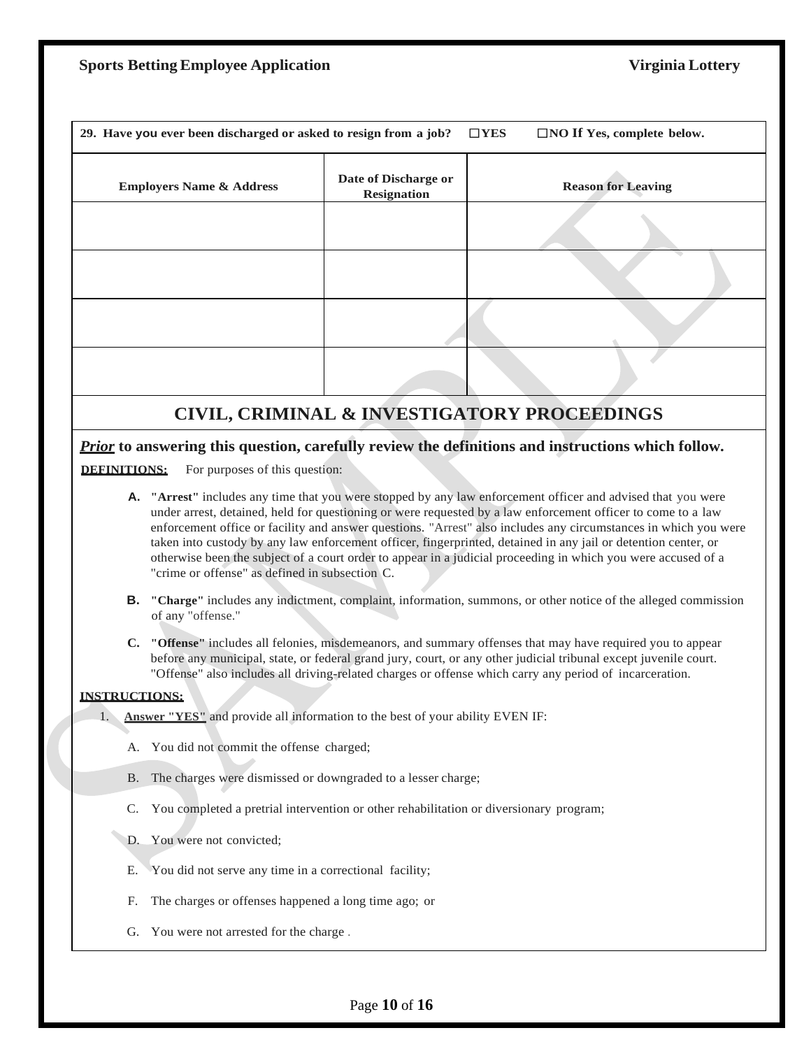**29. Have you ever been discharged or asked to resign from a job?** ☐**YES** ☐**NO If Yes, complete below.**

| Employers Name & Address | Date of Discharge or Resignation | Reason for Leaving |
|---|---|---|
| | | |
| | | |
| | | |
| | | |

## CIVIL, CRIMINAL & INVESTIGATORY PROCEEDINGS

***Prior*** **to answering this question, carefully review the definitions and instructions which follow.**

**DEFINITIONS:** For purposes of this question:

**A.** **"Arrest"** includes any time that you were stopped by any law enforcement officer and advised that you were under arrest, detained, held for questioning or were requested by a law enforcement officer to come to a law enforcement office or facility and answer questions. "Arrest" also includes any circumstances in which you were taken into custody by any law enforcement officer, fingerprinted, detained in any jail or detention center, or otherwise been the subject of a court order to appear in a judicial proceeding in which you were accused of a "crime or offense" as defined in subsection C.

**B.** **"Charge"** includes any indictment, complaint, information, summons, or other notice of the alleged commission of any "offense."

**C.** **"Offense"** includes all felonies, misdemeanors, and summary offenses that may have required you to appear before any municipal, state, or federal grand jury, court, or any other judicial tribunal except juvenile court. "Offense" also includes all driving-related charges or offense which carry any period of incarceration.

**INSTRUCTIONS:**

1. **Answer "YES"** and provide all information to the best of your ability EVEN IF:

   A. You did not commit the offense charged;

   B. The charges were dismissed or downgraded to a lesser charge;

   C. You completed a pretrial intervention or other rehabilitation or diversionary program;

   D. You were not convicted;

   E. You did not serve any time in a correctional facility;

   F. The charges or offenses happened a long time ago; or

   G. You were not arrested for the charge .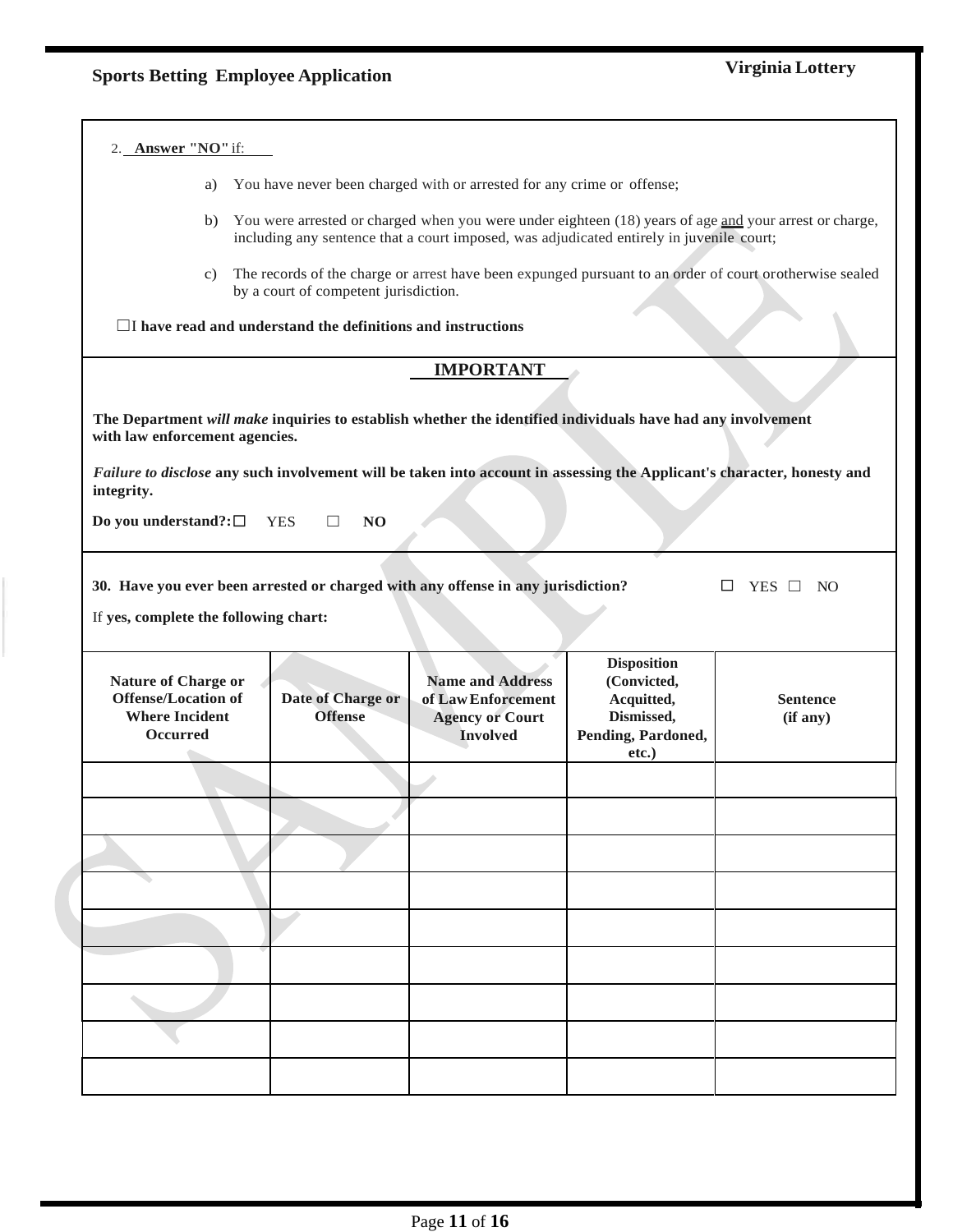2. **Answer "NO"** if:

   a) You have never been charged with or arrested for any crime or offense;

   b) You were arrested or charged when you were under eighteen (18) years of age and your arrest or charge, including any sentence that a court imposed, was adjudicated entirely in juvenile court;

   c) The records of the charge or arrest have been expunged pursuant to an order of court orotherwise sealed by a court of competent jurisdiction.

☐ **I have read and understand the definitions and instructions**

## IMPORTANT

**The Department *will make* inquiries to establish whether the identified individuals have had any involvement with law enforcement agencies.**

***Failure to disclose* any such involvement will be taken into account in assessing the Applicant's character, honesty and integrity.**

**Do you understand?:** ☐ YES ☐ **NO**

**30. Have you ever been arrested or charged with any offense in any jurisdiction?** ☐ YES ☐ NO

If **yes, complete the following chart:**

| Nature of Charge or Offense/Location of Where Incident Occurred | Date of Charge or Offense | Name and Address of Law Enforcement Agency or Court Involved | Disposition (Convicted, Acquitted, Dismissed, Pending, Pardoned, etc.) | Sentence (if any) |
|---|---|---|---|---|
| | | | | |
| | | | | |
| | | | | |
| | | | | |
| | | | | |
| | | | | |
| | | | | |
| | | | | |
| | | | | |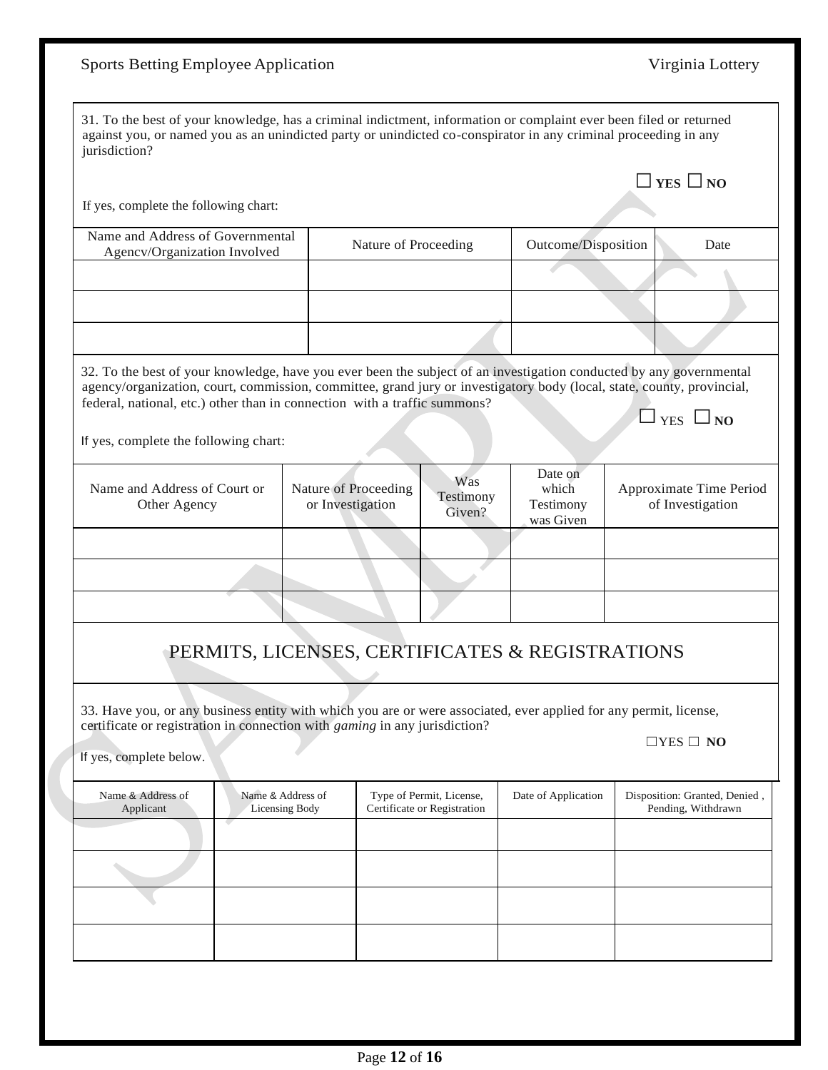31. To the best of your knowledge, has a criminal indictment, information or complaint ever been filed or returned against you, or named you as an unindicted party or unindicted co-conspirator in any criminal proceeding in any jurisdiction?

☐ **YES** ☐ **NO**

If yes, complete the following chart:

| Name and Address of Governmental Agencv/Organization Involved | Nature of Proceeding | Outcome/Disposition | Date |
|---|---|---|---|
| | | | |
| | | | |
| | | | |

32. To the best of your knowledge, have you ever been the subject of an investigation conducted by any governmental agency/organization, court, commission, committee, grand jury or investigatory body (local, state, county, provincial, federal, national, etc.) other than in connection with a traffic summons?

☐ YES ☐ **NO**

If yes, complete the following chart:

| Name and Address of Court or Other Agency | Nature of Proceeding or Investigation | Was Testimony Given? | Date on which Testimony was Given | Approximate Time Period of Investigation |
|---|---|---|---|---|
| | | | | |
| | | | | |
| | | | | |

## PERMITS, LICENSES, CERTIFICATES & REGISTRATIONS

33. Have you, or any business entity with which you are or were associated, ever applied for any permit, license, certificate or registration in connection with *gaming* in any jurisdiction?

☐YES ☐ **NO**

If yes, complete below.

| Name & Address of Applicant | Name & Address of Licensing Body | Type of Permit, License, Certificate or Registration | Date of Application | Disposition: Granted, Denied , Pending, Withdrawn |
|---|---|---|---|---|
| | | | | |
| | | | | |
| | | | | |
| | | | | |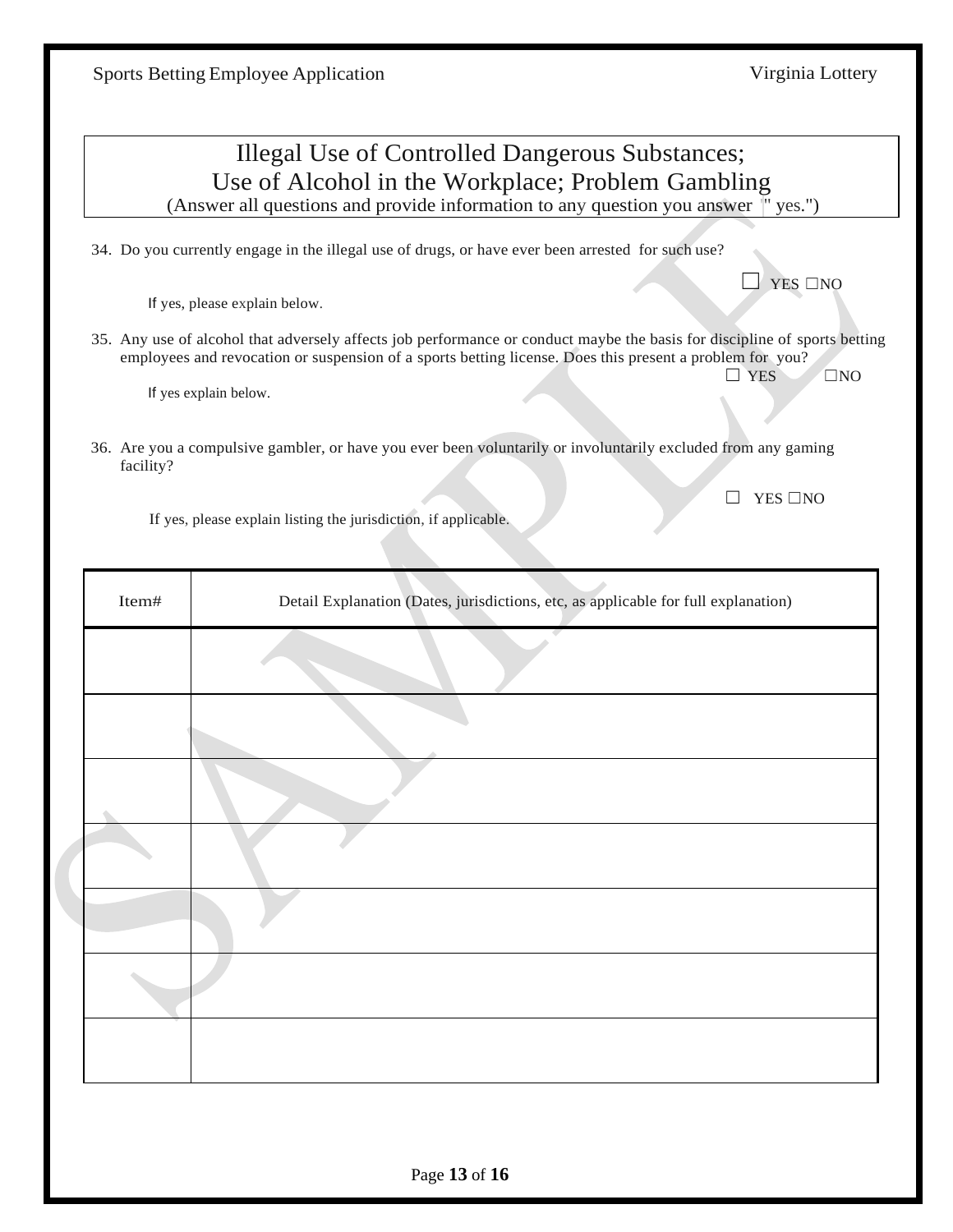## Illegal Use of Controlled Dangerous Substances; Use of Alcohol in the Workplace; Problem Gambling

(Answer all questions and provide information to any question you answer " yes.")

34. Do you currently engage in the illegal use of drugs, or have ever been arrested for such use?

☐ YES ☐NO

If yes, please explain below.

35. Any use of alcohol that adversely affects job performance or conduct maybe the basis for discipline of sports betting employees and revocation or suspension of a sports betting license. Does this present a problem for you?

☐ YES ☐NO

If yes explain below.

36. Are you a compulsive gambler, or have you ever been voluntarily or involuntarily excluded from any gaming facility?

☐ YES ☐NO

If yes, please explain listing the jurisdiction, if applicable.

| Item# | Detail Explanation (Dates, jurisdictions, etc, as applicable for full explanation) |
|---|---|
| | |
| | |
| | |
| | |
| | |
| | |
| | |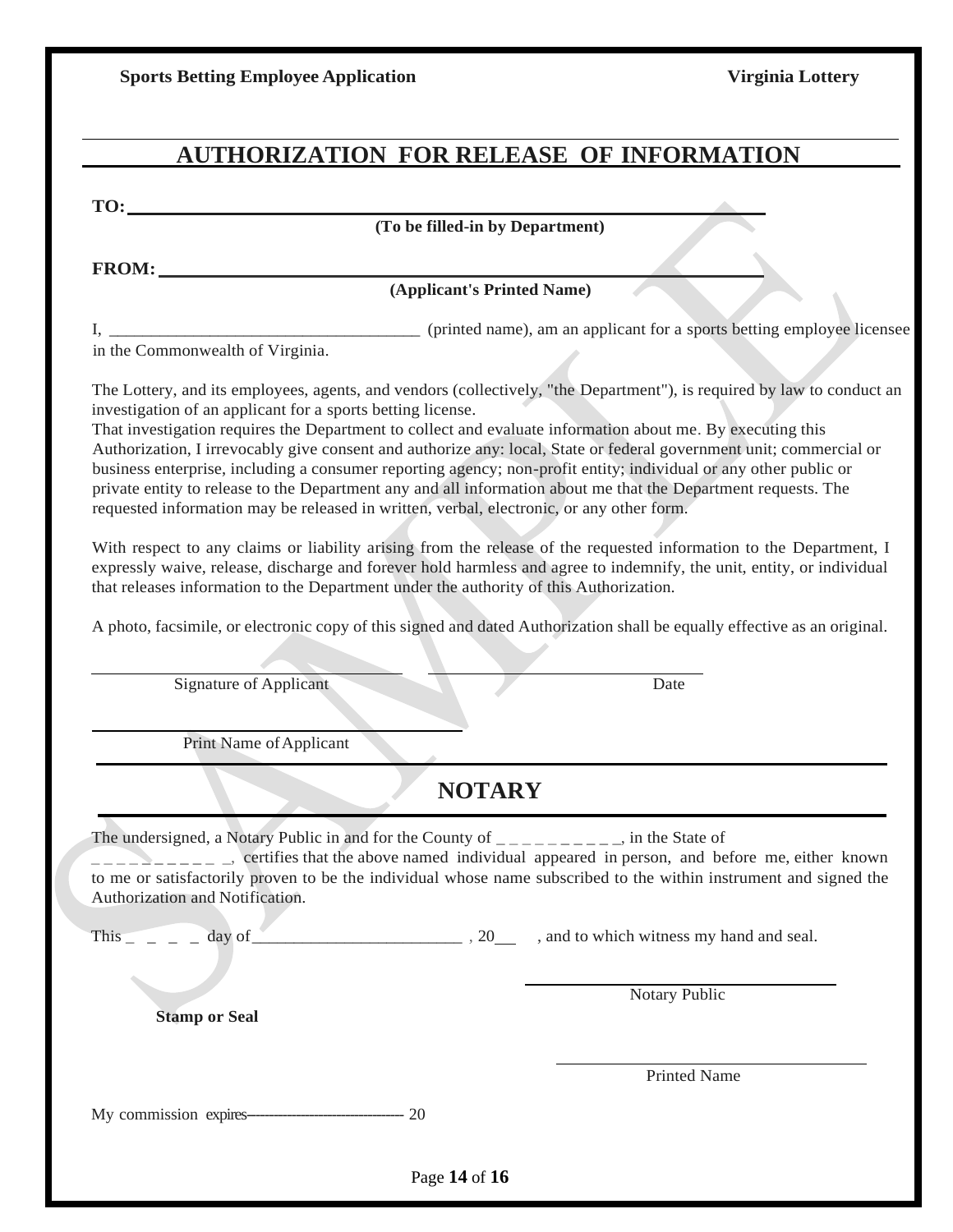# AUTHORIZATION FOR RELEASE OF INFORMATION

**TO:** ________________________________________________

**(To be filled-in by Department)**

**FROM:** ________________________________________________

**(Applicant's Printed Name)**

I, ____________________________________ (printed name), am an applicant for a sports betting employee licensee in the Commonwealth of Virginia.

The Lottery, and its employees, agents, and vendors (collectively, "the Department"), is required by law to conduct an investigation of an applicant for a sports betting license.
That investigation requires the Department to collect and evaluate information about me. By executing this Authorization, I irrevocably give consent and authorize any: local, State or federal government unit; commercial or business enterprise, including a consumer reporting agency; non-profit entity; individual or any other public or private entity to release to the Department any and all information about me that the Department requests. The requested information may be released in written, verbal, electronic, or any other form.

With respect to any claims or liability arising from the release of the requested information to the Department, I expressly waive, release, discharge and forever hold harmless and agree to indemnify, the unit, entity, or individual that releases information to the Department under the authority of this Authorization.

A photo, facsimile, or electronic copy of this signed and dated Authorization shall be equally effective as an original.

______________________________ ______________________________

Signature of Applicant Date

______________________________

Print Name of Applicant

## NOTARY

The undersigned, a Notary Public in and for the County of _ _ _ _ _ _ _ _ _ _, in the State of _ _ _ _ _ _ _ _ _ _ _, certifies that the above named individual appeared in person, and before me, either known to me or satisfactorily proven to be the individual whose name subscribed to the within instrument and signed the Authorization and Notification.

This _ _ _ _ day of ________________________ , 20___ , and to which witness my hand and seal.

______________________________

Notary Public

**Stamp or Seal**

______________________________

Printed Name

My commission expires------------------------------ 20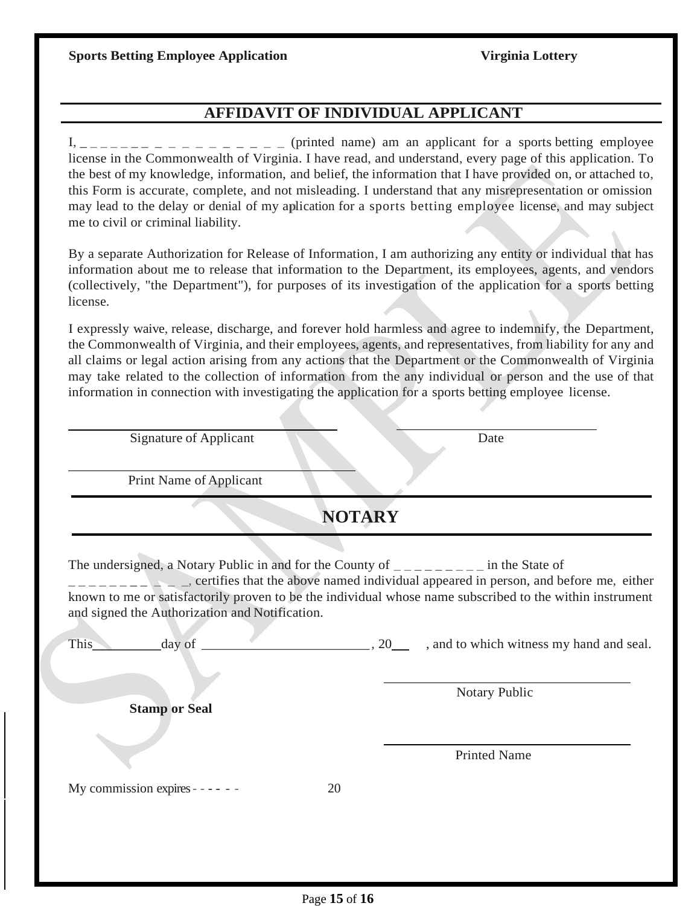## AFFIDAVIT OF INDIVIDUAL APPLICANT

I, _ _ _ _ _ _ _ _ _ _ _ _ _ _ _ _ _ _ (printed name) am an applicant for a sports betting employee license in the Commonwealth of Virginia. I have read, and understand, every page of this application. To the best of my knowledge, information, and belief, the information that I have provided on, or attached to, this Form is accurate, complete, and not misleading. I understand that any misrepresentation or omission may lead to the delay or denial of my aplication for a sports betting employee license, and may subject me to civil or criminal liability.

By a separate Authorization for Release of Information, I am authorizing any entity or individual that has information about me to release that information to the Department, its employees, agents, and vendors (collectively, "the Department"), for purposes of its investigation of the application for a sports betting license.

I expressly waive, release, discharge, and forever hold harmless and agree to indemnify, the Department, the Commonwealth of Virginia, and their employees, agents, and representatives, from liability for any and all claims or legal action arising from any actions that the Department or the Commonwealth of Virginia may take related to the collection of information from the any individual or person and the use of that information in connection with investigating the application for a sports betting employee license.

\_\_\_\_\_\_\_\_\_\_\_\_\_\_\_\_\_\_\_\_\_\_\_\_\_\_\_\_\_\_ \_\_\_\_\_\_\_\_\_\_\_\_\_\_\_\_\_\_\_\_
Signature of Applicant Date

\_\_\_\_\_\_\_\_\_\_\_\_\_\_\_\_\_\_\_\_\_\_\_\_\_\_\_\_\_\_
Print Name of Applicant

## NOTARY

The undersigned, a Notary Public in and for the County of _ _ _ _ _ _ _ _ _ in the State of _ _ _ _ _ _ _ _ _ _ _ _, certifies that the above named individual appeared in person, and before me, either known to me or satisfactorily proven to be the individual whose name subscribed to the within instrument and signed the Authorization and Notification.

This\_\_\_\_\_\_\_\_day of \_\_\_\_\_\_\_\_\_\_\_\_\_\_\_\_\_\_\_\_\_\_\_, 20\_\_\_ , and to which witness my hand and seal.

\_\_\_\_\_\_\_\_\_\_\_\_\_\_\_\_\_\_\_\_\_\_\_\_\_\_\_\_\_\_
Notary Public

**Stamp or Seal**

\_\_\_\_\_\_\_\_\_\_\_\_\_\_\_\_\_\_\_\_\_\_\_\_\_\_\_\_\_\_
Printed Name

My commission expires - - - - - - 20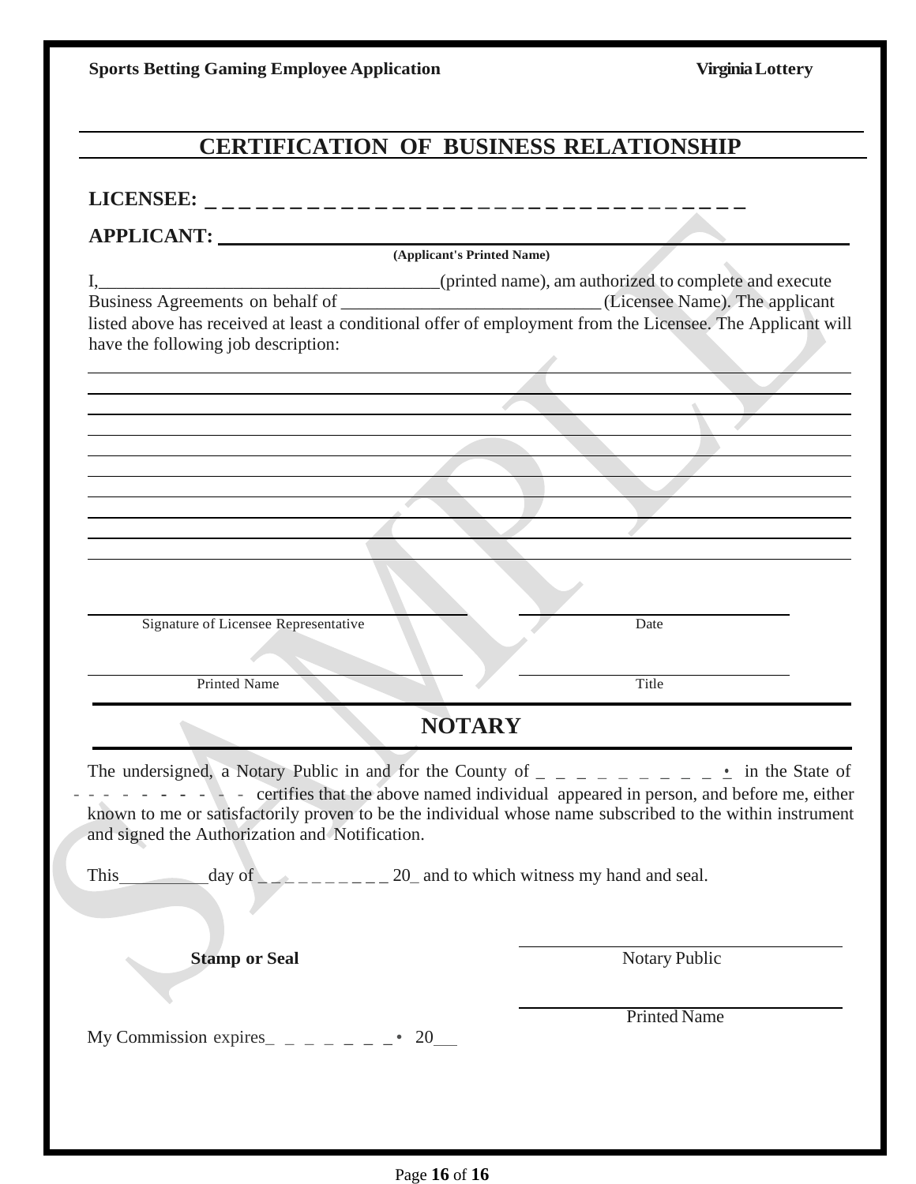## CERTIFICATION OF BUSINESS RELATIONSHIP

**LICENSEE:** ___________________________________

**APPLICANT:** ___________________________________
**(Applicant's Printed Name)**

I,_____________________________________(printed name), am authorized to complete and execute Business Agreements on behalf of ____________________________ (Licensee Name). The applicant listed above has received at least a conditional offer of employment from the Licensee. The Applicant will have the following job description:

______________________________________________________________________________

______________________________________________________________________________

______________________________________________________________________________

______________________________________________________________________________

______________________________________________________________________________

______________________________________________________________________________

______________________________________________________________________________

______________________________________________________________________________

______________________________________________________________________________

______________________________________________________________________________

| | |
|---|---|
| ______________________________ | ______________________________ |
| Signature of Licensee Representative | Date |
| ______________________________ | ______________________________ |
| Printed Name | Title |

## NOTARY

The undersigned, a Notary Public in and for the County of ___________ in the State of ___________ certifies that the above named individual appeared in person, and before me, either known to me or satisfactorily proven to be the individual whose name subscribed to the within instrument and signed the Authorization and Notification.

This__________day of ___________ 20_ and to which witness my hand and seal.

**Stamp or Seal**

______________________________
Notary Public

______________________________
Printed Name

My Commission expires___________ 20___